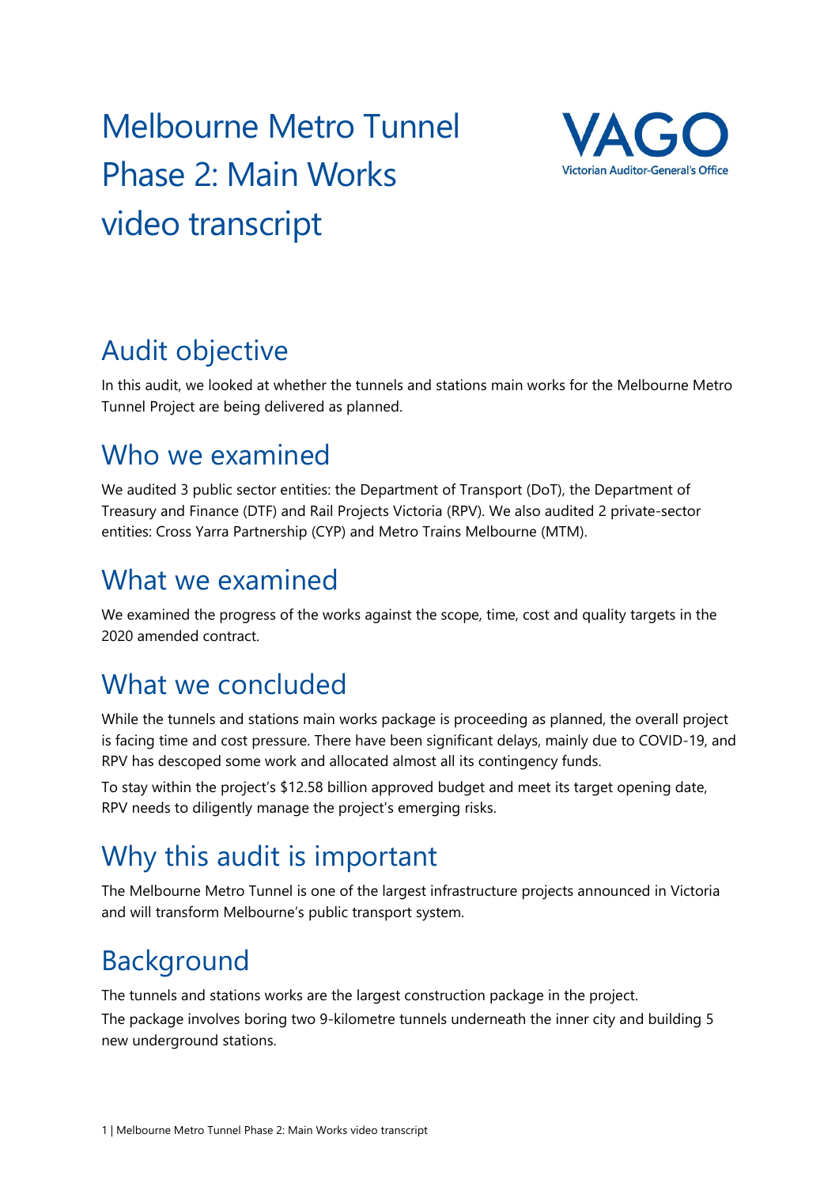# Melbourne Metro Tunnel Phase 2: Main Works video transcript

## Audit objective

In this audit, we looked at whether the tunnels and stations main works for the Melbourne Metro Tunnel Project are being delivered as planned.

## Who we examined

We audited 3 public sector entities: the Department of Transport (DoT), the Department of Treasury and Finance (DTF) and Rail Projects Victoria (RPV). We also audited 2 private-sector entities: Cross Yarra Partnership (CYP) and Metro Trains Melbourne (MTM).

## What we examined

We examined the progress of the works against the scope, time, cost and quality targets in the 2020 amended contract.

## What we concluded

While the tunnels and stations main works package is proceeding as planned, the overall project is facing time and cost pressure. There have been significant delays, mainly due to COVID-19, and RPV has descoped some work and allocated almost all its contingency funds.

To stay within the project's $12.58 billion approved budget and meet its target opening date, RPV needs to diligently manage the project's emerging risks.

## Why this audit is important

The Melbourne Metro Tunnel is one of the largest infrastructure projects announced in Victoria and will transform Melbourne's public transport system.

## Background

The tunnels and stations works are the largest construction package in the project.

The package involves boring two 9-kilometre tunnels underneath the inner city and building 5 new underground stations.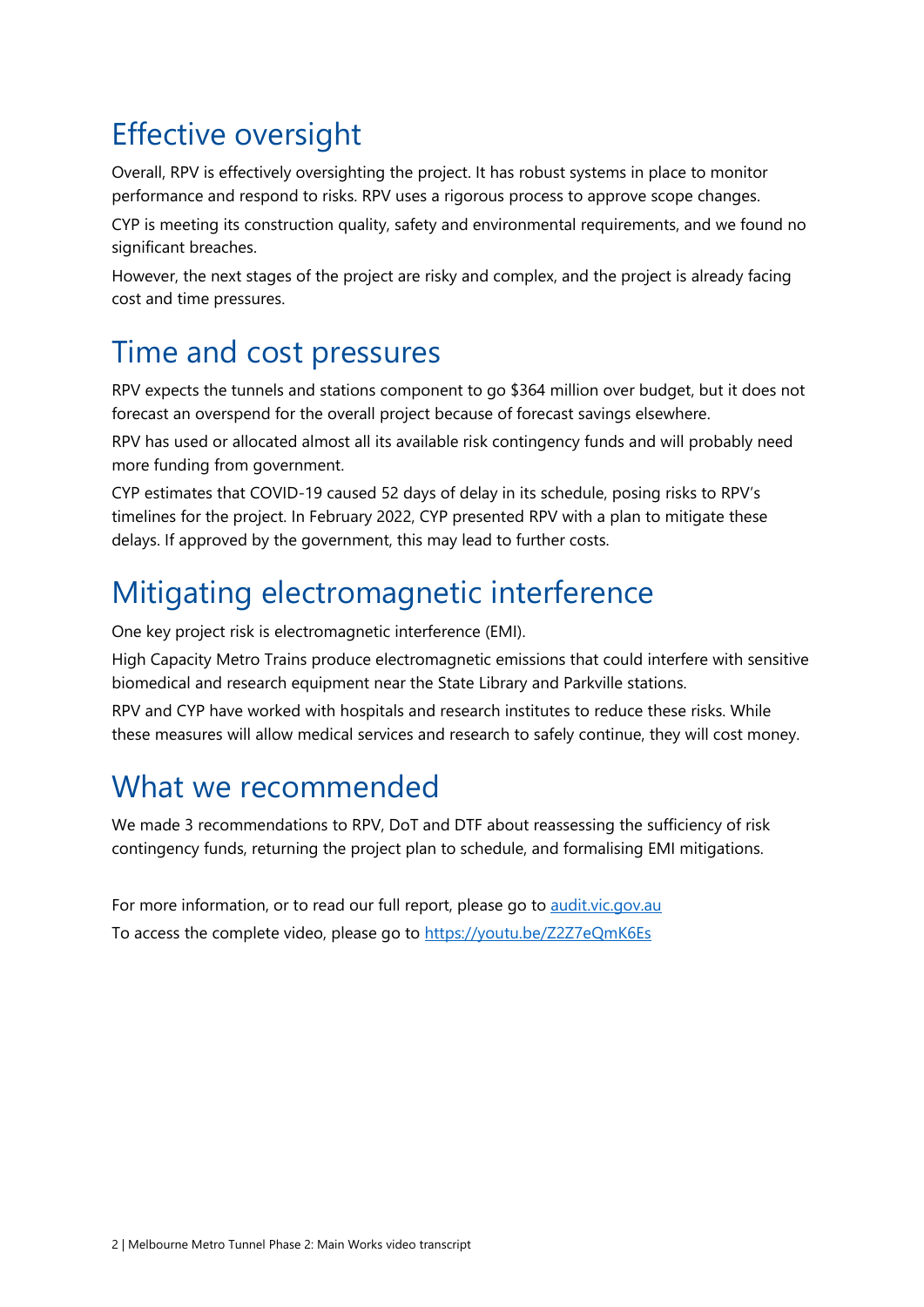## Effective oversight

Overall, RPV is effectively oversighting the project. It has robust systems in place to monitor performance and respond to risks. RPV uses a rigorous process to approve scope changes.

CYP is meeting its construction quality, safety and environmental requirements, and we found no significant breaches.

However, the next stages of the project are risky and complex, and the project is already facing cost and time pressures.

## Time and cost pressures

RPV expects the tunnels and stations component to go $364 million over budget, but it does not forecast an overspend for the overall project because of forecast savings elsewhere.

RPV has used or allocated almost all its available risk contingency funds and will probably need more funding from government.

CYP estimates that COVID-19 caused 52 days of delay in its schedule, posing risks to RPV's timelines for the project. In February 2022, CYP presented RPV with a plan to mitigate these delays. If approved by the government, this may lead to further costs.

## Mitigating electromagnetic interference

One key project risk is electromagnetic interference (EMI).

High Capacity Metro Trains produce electromagnetic emissions that could interfere with sensitive biomedical and research equipment near the State Library and Parkville stations.

RPV and CYP have worked with hospitals and research institutes to reduce these risks. While these measures will allow medical services and research to safely continue, they will cost money.

## What we recommended

We made 3 recommendations to RPV, DoT and DTF about reassessing the sufficiency of risk contingency funds, returning the project plan to schedule, and formalising EMI mitigations.

For more information, or to read our full report, please go to [audit.vic.gov.au](audit.vic.gov.au)

To access the complete video, please go to [https://youtu.be/Z2Z7eQmK6Es](https://youtu.be/Z2Z7eQmK6Es)